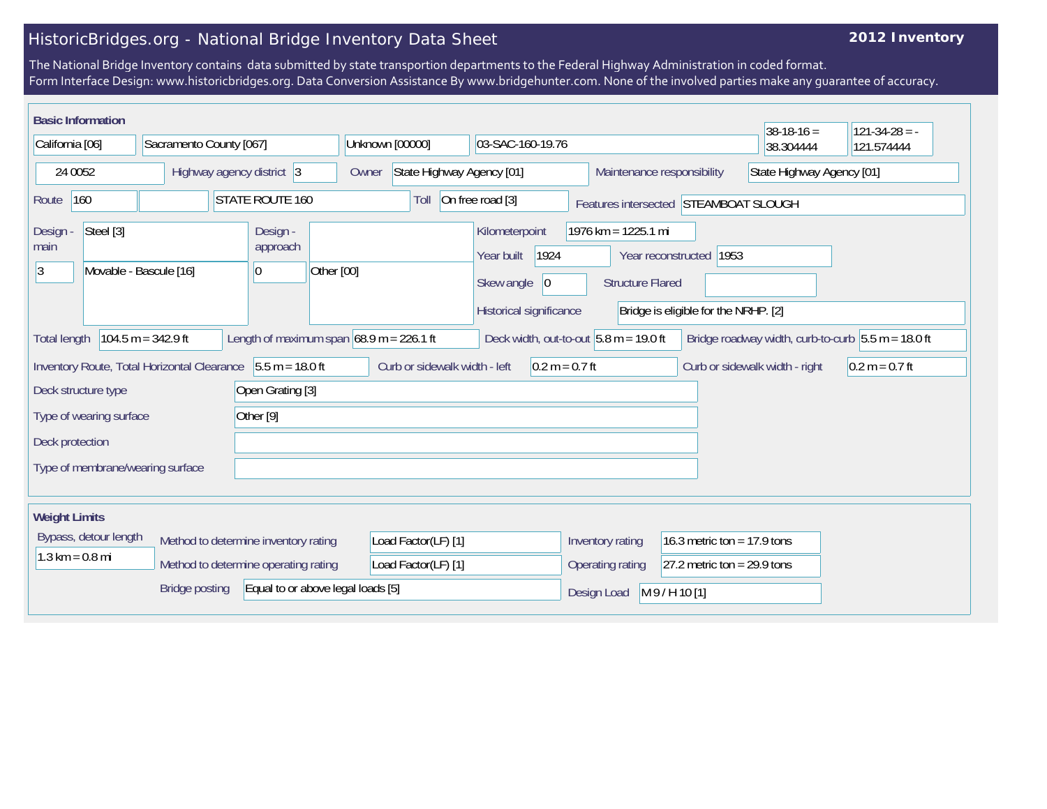# HistoricBridges.org - National Bridge Inventory Data Sheet

**2012 Inventory**

The National Bridge Inventory contains data submitted by state transportion departments to the Federal Highway Administration in coded format.
Form Interface Design: www.historicbridges.org. Data Conversion Assistance By www.bridgehunter.com. None of the involved parties make any guarantee of accuracy.

## Basic Information

| | |
|---|---|
| State | California [06] |
| County | Sacramento County [067] |
| Place | Unknown [00000] |
| Location | 03-SAC-160-19.76 |
| Latitude | 38-18-16 = 38.304444 |
| Longitude | 121-34-28 = -121.574444 |
| Structure number | 24 0052 |
| Highway agency district | 3 |
| Owner | State Highway Agency [01] |
| Maintenance responsibility | State Highway Agency [01] |
| Route | 160 |
| Facility carried | STATE ROUTE 160 |
| Toll | On free road [3] |
| Features intersected | STEAMBOAT SLOUGH |
| Design - main | Steel [3] |
| | 3 — Movable - Bascule [16] |
| Design - approach | |
| | 0 — Other [00] |
| Kilometerpoint | 1976 km = 1225.1 mi |
| Year built | 1924 |
| Year reconstructed | 1953 |
| Skew angle | 0 |
| Structure Flared | |
| Historical significance | Bridge is eligible for the NRHP. [2] |
| Total length | 104.5 m = 342.9 ft |
| Length of maximum span | 68.9 m = 226.1 ft |
| Deck width, out-to-out | 5.8 m = 19.0 ft |
| Bridge roadway width, curb-to-curb | 5.5 m = 18.0 ft |
| Inventory Route, Total Horizontal Clearance | 5.5 m = 18.0 ft |
| Curb or sidewalk width - left | 0.2 m = 0.7 ft |
| Curb or sidewalk width - right | 0.2 m = 0.7 ft |
| Deck structure type | Open Grating [3] |
| Type of wearing surface | Other [9] |
| Deck protection | |
| Type of membrane/wearing surface | |

## Weight Limits

| | |
|---|---|
| Bypass, detour length | 1.3 km = 0.8 mi |
| Method to determine inventory rating | Load Factor(LF) [1] |
| Method to determine operating rating | Load Factor(LF) [1] |
| Bridge posting | Equal to or above legal loads [5] |
| Inventory rating | 16.3 metric ton = 17.9 tons |
| Operating rating | 27.2 metric ton = 29.9 tons |
| Design Load | M 9 / H 10 [1] |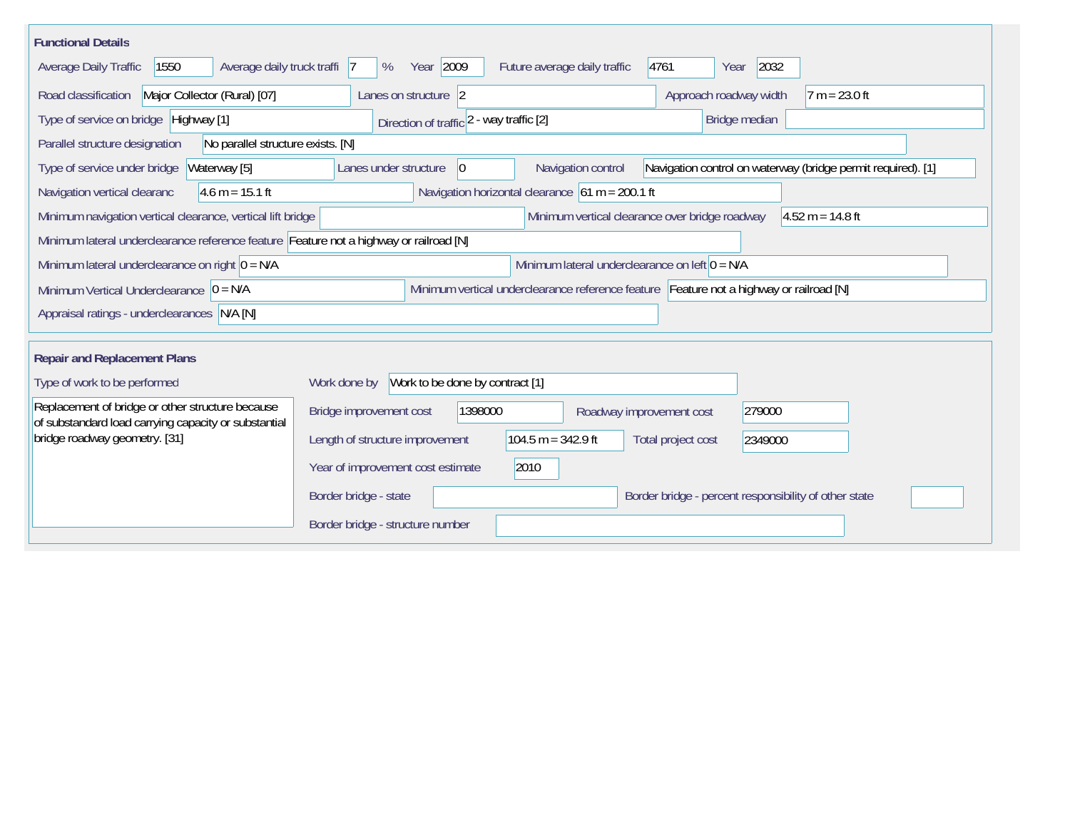## Functional Details

| Field | Value |
| --- | --- |
| Average Daily Traffic | 1550 |
| Average daily truck traffi | 7 % |
| Year | 2009 |
| Future average daily traffic | 4761 |
| Year | 2032 |
| Road classification | Major Collector (Rural) [07] |
| Lanes on structure | 2 |
| Approach roadway width | 7 m = 23.0 ft |
| Type of service on bridge | Highway [1] |
| Direction of traffic | 2 - way traffic [2] |
| Bridge median | |
| Parallel structure designation | No parallel structure exists. [N] |
| Type of service under bridge | Waterway [5] |
| Lanes under structure | 0 |
| Navigation control | Navigation control on waterway (bridge permit required). [1] |
| Navigation vertical clearanc | 4.6 m = 15.1 ft |
| Navigation horizontal clearance | 61 m = 200.1 ft |
| Minimum navigation vertical clearance, vertical lift bridge | |
| Minimum vertical clearance over bridge roadway | 4.52 m = 14.8 ft |
| Minimum lateral underclearance reference feature | Feature not a highway or railroad [N] |
| Minimum lateral underclearance on right | 0 = N/A |
| Minimum lateral underclearance on left | 0 = N/A |
| Minimum Vertical Underclearance | 0 = N/A |
| Minimum vertical underclearance reference feature | Feature not a highway or railroad [N] |
| Appraisal ratings - underclearances | N/A [N] |

## Repair and Replacement Plans

| Field | Value |
| --- | --- |
| Type of work to be performed | Replacement of bridge or other structure because of substandard load carrying capacity or substantial bridge roadway geometry. [31] |
| Work done by | Work to be done by contract [1] |
| Bridge improvement cost | 1398000 |
| Roadway improvement cost | 279000 |
| Length of structure improvement | 104.5 m = 342.9 ft |
| Total project cost | 2349000 |
| Year of improvement cost estimate | 2010 |
| Border bridge - state | |
| Border bridge - percent responsibility of other state | |
| Border bridge - structure number | |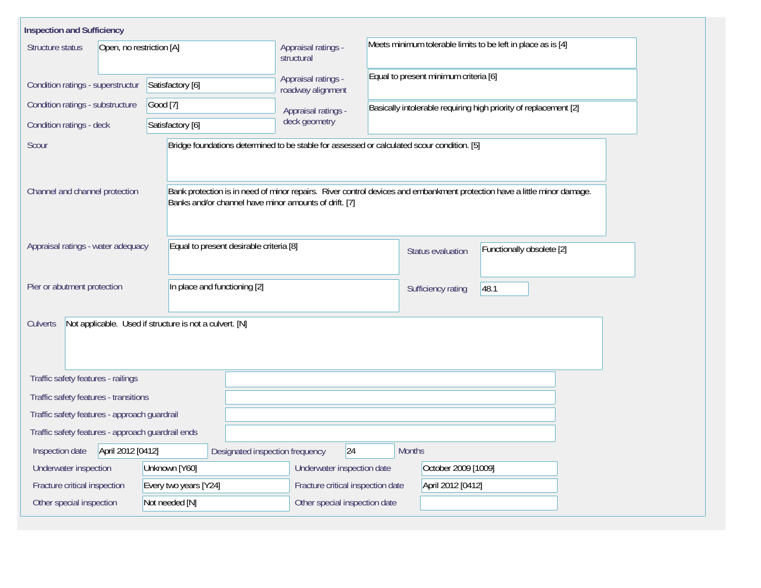## Inspection and Sufficiency

| Field | Value |
|---|---|
| Structure status | Open, no restriction [A] |
| Appraisal ratings - structural | Meets minimum tolerable limits to be left in place as is [4] |
| Condition ratings - superstructur | Satisfactory [6] |
| Appraisal ratings - roadway alignment | Equal to present minimum criteria [6] |
| Condition ratings - substructure | Good [7] |
| Condition ratings - deck | Satisfactory [6] |
| Appraisal ratings - deck geometry | Basically intolerable requiring high priority of replacement [2] |
| Scour | Bridge foundations determined to be stable for assessed or calculated scour condition. [5] |
| Channel and channel protection | Bank protection is in need of minor repairs. River control devices and embankment protection have a little minor damage. Banks and/or channel have minor amounts of drift. [7] |
| Appraisal ratings - water adequacy | Equal to present desirable criteria [8] |
| Status evaluation | Functionally obsolete [2] |
| Pier or abutment protection | In place and functioning [2] |
| Sufficiency rating | 48.1 |
| Culverts | Not applicable. Used if structure is not a culvert. [N] |
| Traffic safety features - railings | |
| Traffic safety features - transitions | |
| Traffic safety features - approach guardrail | |
| Traffic safety features - approach guardrail ends | |
| Inspection date | April 2012 [0412] |
| Designated inspection frequency | 24 Months |
| Underwater inspection | Unknown [Y60] |
| Underwater inspection date | October 2009 [1009] |
| Fracture critical inspection | Every two years [Y24] |
| Fracture critical inspection date | April 2012 [0412] |
| Other special inspection | Not needed [N] |
| Other special inspection date | |